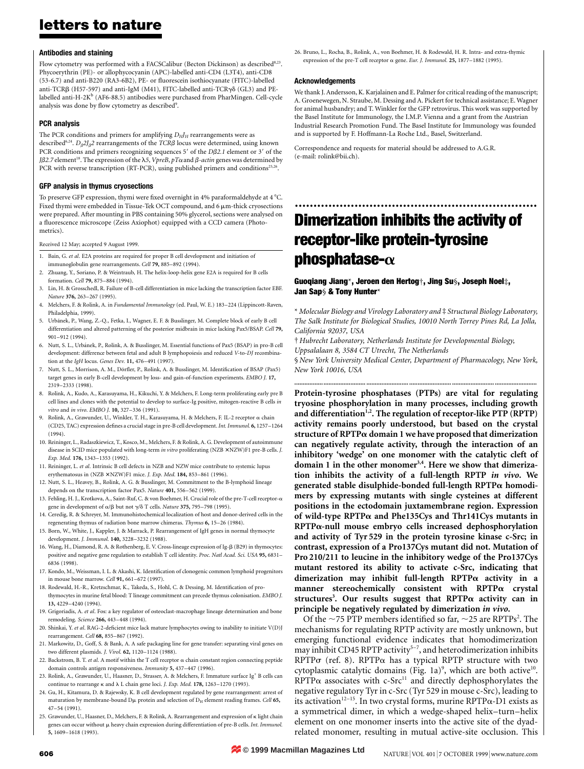### Antibodies and staining

Flow cytometry was performed with a FACSCalibur (Becton Dickinson) as described[8,23]. Phycoerythrin (PE)- or allophycocyanin (APC)-labelled anti-CD4 (L3T4), anti-CD8 (53-6.7) and anti-B220 (RA3-6B2), PE- or fluorescein isothiocyanate (FITC)-labelled anti-TCRβ (H57-597) and anti-IgM (M41), FITC-labelled anti-TCRγδ (GL3) and PE-labelled anti-H-2K$^b$ (AF6-88.5) antibodies were purchased from PharMingen. Cell-cycle analysis was done by flow cytometry as described[9].

### PCR analysis

The PCR conditions and primers for amplifying $D_HJ_H$ rearrangements were as described[6,24]. $D_{\beta}2J_{\beta}2$ rearrangements of the *TCRβ* locus were determined, using known PCR conditions and primers recognizing sequences 5′ of the *Dβ2.1* element or 3′ of the *Jβ2.7* element[18]. The expression of the *λ5*, *VpreB*, *pTα* and *β-actin* genes was determined by PCR with reverse transcription (RT-PCR), using published primers and conditions[25,26].

### GFP analysis in thymus cryosections

To preserve GFP expression, thymi were fixed overnight in 4% paraformaldehyde at 4 °C. Fixed thymi were embedded in Tissue-Tek OCT compound, and 6 μm-thick cryosections were prepared. After mounting in PBS containing 50% glycerol, sections were analysed on a fluorescence microscope (Zeiss Axiophot) equipped with a CCD camera (Photometrics).

Received 12 May; accepted 9 August 1999.

1. Bain, G. *et al.* E2A proteins are required for proper B cell development and initiation of immunoglobulin gene rearrangements. *Cell* **79,** 885–892 (1994).
2. Zhuang, Y., Soriano, P. & Weintraub, H. The helix-loop-helix gene E2A is required for B cells formation. *Cell* **79,** 875–884 (1994).
3. Lin, H. & Grosschedl, R. Failure of B-cell differentiation in mice lacking the transcription factor EBF. *Nature* **376,** 263–267 (1995).
4. Melchers, F. & Rolink, A. in *Fundamental Immunology* (ed. Paul, W. E.) 183–224 (Lippincott-Raven, Philadelphia, 1999).
5. Urbánek, P., Wang, Z.-Q., Fetka, I., Wagner, E. F. & Busslinger, M. Complete block of early B cell differentiation and altered patterning of the posterior midbrain in mice lacking Pax5/BSAP. *Cell* **79,** 901–912 (1994).
6. Nutt, S. L., Urbánek, P., Rolink, A. & Busslinger, M. Essential functions of Pax5 (BSAP) in pro-B cell development: difference between fetal and adult B lymphopoiesis and reduced *V*-to-*DJ* recombination at the *IgH* locus. *Genes Dev.* **11,** 476–491 (1997).
7. Nutt, S. L., Morrison, A. M., Dörfler, P., Rolink, A. & Busslinger, M. Identification of BSAP (Pax5) target genes in early B-cell development by loss- and gain-of-function experiments. *EMBO J.* **17,** 2319–2333 (1998).
8. Rolink, A., Kudo, A., Karasuyama, H., Kikuchi, Y. & Melchers, F. Long-term proliferating early pre B cell lines and clones with the potential to develop to surface-Ig positive, mitogen-reactive B cells *in vitro* and *in vivo*. *EMBO J.* **10,** 327–336 (1991).
9. Rolink, A., Grawunder, U., Winkler, T. H., Karasuyama, H. & Melchers, F. IL-2 receptor α chain (CD25, TAC) expression defines a crucial stage in pre-B cell development. *Int. Immunol.* **6,** 1257–1264 (1994).
10. Reininger, L., Radaszkiewicz, T., Kosco, M., Melchers, F. & Rolink, A. G. Development of autoimmune disease in SCID mice populated with long-term *in vitro* proliferating (NZB × NZW)F1 pre-B cells. *J. Exp. Med.* **176,** 1343–1353 (1992).
11. Reininger, L. *et al.* Intrinsic B cell defects in NZB and NZW mice contribute to systemic lupus erythematosus in (NZB × NZW)F1 mice. *J. Exp. Med.* **184,** 853–861 (1996).
12. Nutt, S. L., Heavey, B., Rolink, A. G. & Busslinger, M. Commitment to the B-lymphoid lineage depends on the transcription factor Pax5. *Nature* **401,** 556–562 (1999).
13. Fehling, H. J., Krotkova, A., Saint-Ruf, C. & von Boehmer, H. Crucial role of the pre-T-cell receptor-α gene in development of α/β but not γ/δ T cells. *Nature* **375,** 795–798 (1995).
14. Ceredig, R. & Schreyer, M. Immunohistochemical localization of host and donor-derived cells in the regenerating thymus of radiation bone marrow chimeras. *Thymus* **6,** 15–26 (1984).
15. Born, W., White, J., Kappler, J. & Marrack, P. Rearrangement of IgH genes in normal thymocyte development. *J. Immunol.* **140,** 3228–3232 (1988).
16. Wang, H., Diamond, R. A. & Rothenberg, E. V. Cross-lineage expression of Ig-β (B29) in thymocytes: positive and negative gene regulation to establish T cell identity. *Proc. Natl Acad. Sci. USA* **95,** 6831–6836 (1998).
17. Kondo, M., Weissman, I. L. & Akashi, K. Identification of clonogenic common lymphoid progenitors in mouse bone marrow. *Cell* **91,** 661–672 (1997).
18. Rodewald, H.-R., Kretzschmar, K., Takeda, S., Hohl, C. & Dessing, M. Identification of pro-thymocytes in murine fetal blood: T lineage commitment can precede thymus colonisation. *EMBO J.* **13,** 4229–4240 (1994).
19. Grigoriadis, A. *et al.* Fos: a key regulator of osteoclast-macrophage lineage determination and bone remodeling. *Science* **266,** 443–448 (1994).
20. Shinkai, Y. *et al.* RAG-2-deficient mice lack mature lymphocytes owing to inability to initiate V(D)J rearrangement. *Cell* **68,** 855–867 (1992).
21. Markowitz, D., Goff, S. & Bank, A. A safe packaging line for gene transfer: separating viral genes on two different plasmids. *J. Virol.* **62,** 1120–1124 (1988).
22. Backstrom, B. T. *et al.* A motif within the T cell receptor α chain constant region connecting peptide domain controls antigen responsiveness. *Immunity* **5,** 437–447 (1996).
23. Rolink, A., Grawunder, U., Haasner, D., Strasser, A. & Melchers, F. Immature surface Ig$^+$ B cells can continue to rearrange κ and λ L chain gene loci. *J. Exp. Med.* **178,** 1263–1270 (1993).
24. Gu, H., Kitamura, D. & Rajewsky, K. B cell development regulated by gene rearrangement: arrest of maturation by membrane-bound Dμ protein and selection of $D_H$ element reading frames. *Cell* **65,** 47–54 (1991).
25. Grawunder, U., Haasner, D., Melchers, F. & Rolink, A. Rearrangement and expression of κ light chain genes can occur without μ heavy chain expression during differentiation of pre-B cells. *Int. Immunol.* **5,** 1609–1618 (1993).
26. Bruno, L., Rocha, B., Rolink, A., von Boehmer, H. & Rodewald, H. R. Intra- and extra-thymic expression of the pre-T cell receptor α gene. *Eur. J. Immunol.* **25,** 1877–1882 (1995).

### Acknowledgements

We thank J. Andersson, K. Karjalainen and E. Palmer for critical reading of the manuscript; A. Groenewegen, N. Straube, M. Dessing and A. Pickert for technical assistance; E. Wagner for animal husbandry; and T. Winkler for the GFP retrovirus. This work was supported by the Basel Institute for Immunology, the I.M.P. Vienna and a grant from the Austrian Industrial Research Promotion Fund. The Basel Institute for Immunology was founded and is supported by F. Hoffmann-La Roche Ltd., Basel, Switzerland.

Correspondence and requests for material should be addressed to A.G.R. (e-mail: rolink@bii.ch).

# Dimerization inhibits the activity of receptor-like protein-tyrosine phosphatase-α

**Guoqiang Jiang\*, Jeroen den Hertog†, Jing Su§, Joseph Noel‡, Jan Sap§ & Tony Hunter\***

\* *Molecular Biology and Virology Laboratory and ‡ Structural Biology Laboratory, The Salk Institute for Biological Studies, 10010 North Torrey Pines Rd, La Jolla, California 92037, USA*

† *Hubrecht Laboratory, Netherlands Institute for Developmental Biology, Uppsalalaan 8, 3584 CT Utrecht, The Netherlands*

§ *New York University Medical Center, Department of Pharmacology, New York, New York 10016, USA*

**Protein-tyrosine phosphatases (PTPs) are vital for regulating tyrosine phosphorylation in many processes, including growth and differentiation[1,2]. The regulation of receptor-like PTP (RPTP) activity remains poorly understood, but based on the crystal structure of RPTPα domain 1 we have proposed that dimerization can negatively regulate activity, through the interaction of an inhibitory 'wedge' on one monomer with the catalytic cleft of domain 1 in the other monomer[3,4]. Here we show that dimerization inhibits the activity of a full-length RPTP *in vivo*. We generated stable disulphide-bonded full-length RPTPα homodimers by expressing mutants with single cysteines at different positions in the ectodomain juxtamembrane region. Expression of wild-type RPTPα and Phe135Cys and Thr141Cys mutants in RPTPα-null mouse embryo cells increased dephosphorylation and activity of Tyr 529 in the protein tyrosine kinase c-Src; in contrast, expression of a Pro137Cys mutant did not. Mutation of Pro 210/211 to leucine in the inhibitory wedge of the Pro137Cys mutant restored its ability to activate c-Src, indicating that dimerization may inhibit full-length RPTPα activity in a manner stereochemically consistent with RPTPα crystal structures[3]. Our results suggest that RPTPα activity can in principle be negatively regulated by dimerization *in vivo*.**

Of the ~75 PTP members identified so far, ~25 are RPTPs[2]. The mechanisms for regulating RPTP activity are mostly unknown, but emerging functional evidence indicates that homodimerization may inhibit CD45 RPTP activity[5–7], and heterodimerization inhibits RPTPσ (ref. 8). RPTPα has a typical RPTP structure with two cytoplasmic catalytic domains (Fig. 1a)[9], which are both active[10]. RPTPα associates with c-Src[11] and directly dephosphorylates the negative regulatory Tyr in c-Src (Tyr 529 in mouse c-Src), leading to its activation[12–15]. In two crystal forms, murine RPTPα-D1 exists as a symmetrical dimer, in which a wedge-shaped helix–turn–helix element on one monomer inserts into the active site of the dyad-related monomer, resulting in mutual active-site occlusion. This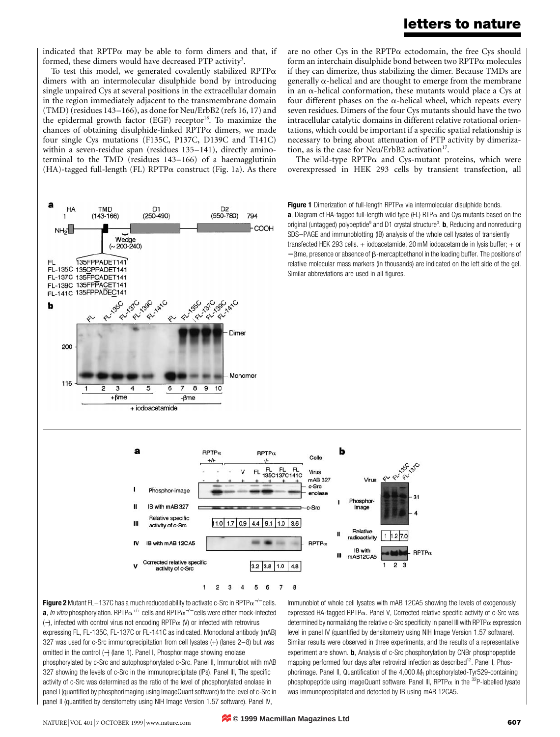indicated that RPTPα may be able to form dimers and that, if formed, these dimers would have decreased PTP activity[3].

To test this model, we generated covalently stabilized RPTPα dimers with an intermolecular disulphide bond by introducing single unpaired Cys at several positions in the extracellular domain in the region immediately adjacent to the transmembrane domain (TMD) (residues 143–166), as done for Neu/ErbB2 (refs 16, 17) and the epidermal growth factor (EGF) receptor[18]. To maximize the chances of obtaining disulphide-linked RPTPα dimers, we made four single Cys mutations (F135C, P137C, D139C and T141C) within a seven-residue span (residues 135–141), directly amino-terminal to the TMD (residues 143–166) of a haemagglutinin (HA)-tagged full-length (FL) RPTPα construct (Fig. 1a). As there are no other Cys in the RPTPα ectodomain, the free Cys should form an interchain disulphide bond between two RPTPα molecules if they can dimerize, thus stabilizing the dimer. Because TMDs are generally α-helical and are thought to emerge from the membrane in an α-helical conformation, these mutants would place a Cys at four different phases on the α-helical wheel, which repeats every seven residues. Dimers of the four Cys mutants should have the two intracellular catalytic domains in different relative rotational orientations, which could be important if a specific spatial relationship is necessary to bring about attenuation of PTP activity by dimerization, as is the case for Neu/ErbB2 activation[17].

The wild-type RPTPα and Cys-mutant proteins, which were overexpressed in HEK 293 cells by transient transfection, all

**Figure 1** Dimerization of full-length RPTPα via intermolecular disulphide bonds. **a**, Diagram of HA-tagged full-length wild type (FL) RTPα and Cys mutants based on the original (untagged) polypeptide[9] and D1 crystal structure[3]. **b**, Reducing and nonreducing SDS–PAGE and immunoblotting (IB) analysis of the whole cell lysates of transiently transfected HEK 293 cells. + iodoacetamide, 20 mM iodoacetamide in lysis buffer; + or −βme, presence or absence of β-mercaptoethanol in the loading buffer. The positions of relative molecular mass markers (in thousands) are indicated on the left side of the gel. Similar abbreviations are used in all figures.

**Figure 2** Mutant FL–137C has a much reduced ability to activate c-Src in RPTPα$^{-/-}$ cells. **a**, *In vitro* phosphorylation. RPTPα$^{+/+}$ cells and RPTPα$^{-/-}$ cells were either mock-infected (−), infected with control virus not encoding RPTPα (V) or infected with retrovirus expressing FL, FL-135C, FL-137C or FL-141C as indicated. Monoclonal antibody (mAB) 327 was used for c-Src immunoprecipitation from cell lysates (+) (lanes 2–8) but was omitted in the control (−) (lane 1). Panel I, Phosphorimage showing enolase phosphorylated by c-Src and autophosphorylated c-Src. Panel II, Immunoblot with mAB 327 showing the levels of c-Src in the immunoprecipitate (IPs). Panel III, The specific activity of c-Src was determined as the ratio of the level of phosphorylated enolase in panel I (quantified by phosphorimaging using ImageQuant software) to the level of c-Src in panel II (quantified by densitometry using NIH Image Version 1.57 software). Panel IV, Immunoblot of whole cell lysates with mAB 12CA5 showing the levels of exogenously expressed HA-tagged RPTPα. Panel V, Corrected relative specific activity of c-Src was determined by normalizing the relative c-Src specificity in panel III with RPTPα expression level in panel IV (quantified by densitometry using NIH Image Version 1.57 software). Similar results were observed in three experiments, and the results of a representative experiment are shown. **b**, Analysis of c-Src phosphorylation by CNBr phosphopeptide mapping performed four days after retroviral infection as described[12]. Panel I, Phosphorimage. Panel II, Quantification of the 4,000 $M_r$ phosphorylated-Tyr529-containing phosphopeptide using ImageQuant software. Panel III, RPTPα in the $^{32}$P-labelled lysate was immunoprecipitated and detected by IB using mAB 12CA5.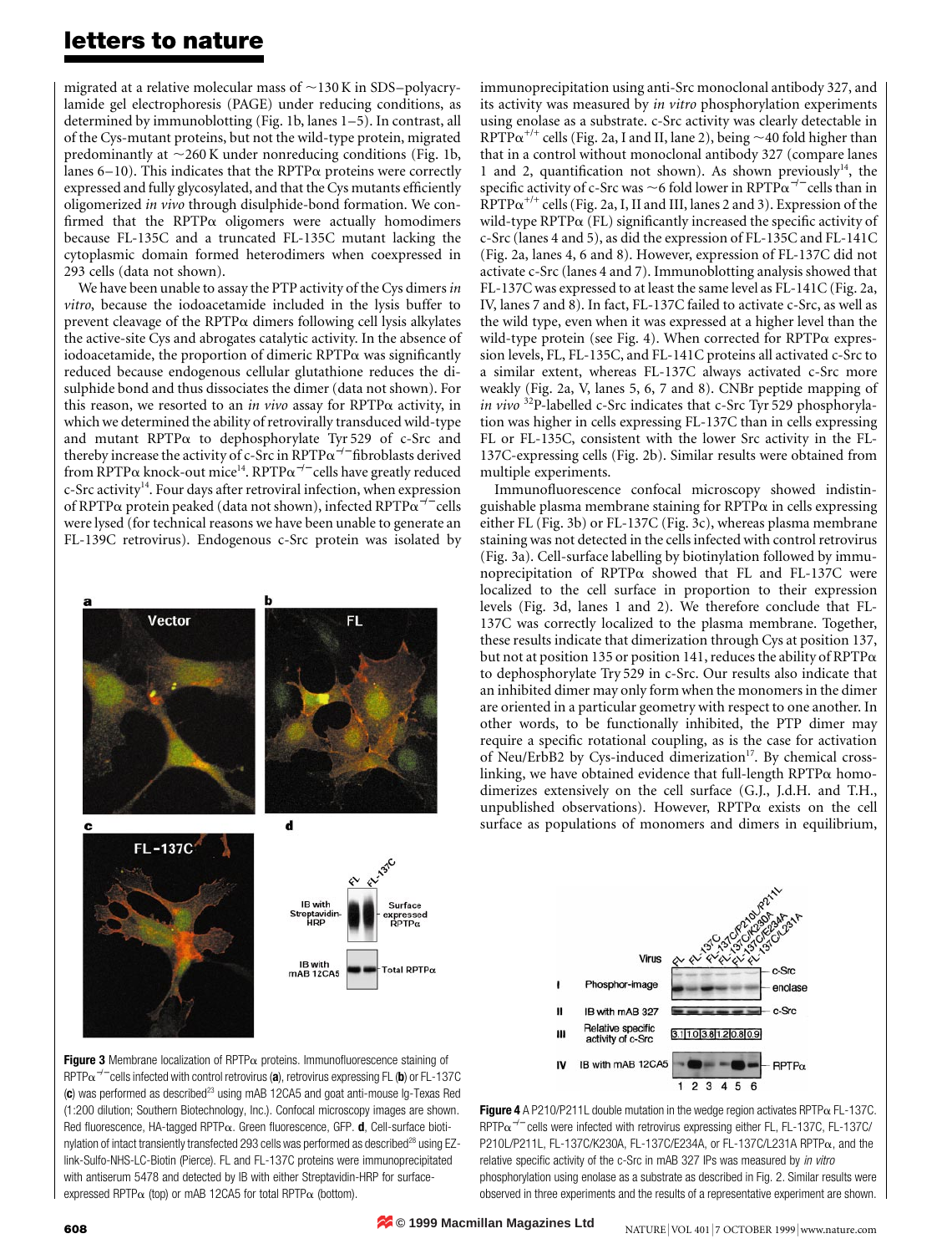migrated at a relative molecular mass of ~130 K in SDS–polyacrylamide gel electrophoresis (PAGE) under reducing conditions, as determined by immunoblotting (Fig. 1b, lanes 1–5). In contrast, all of the Cys-mutant proteins, but not the wild-type protein, migrated predominantly at ~260 K under nonreducing conditions (Fig. 1b, lanes 6–10). This indicates that the RPTPα proteins were correctly expressed and fully glycosylated, and that the Cys mutants efficiently oligomerized *in vivo* through disulphide-bond formation. We confirmed that the RPTPα oligomers were actually homodimers because FL-135C and a truncated FL-135C mutant lacking the cytoplasmic domain formed heterodimers when coexpressed in 293 cells (data not shown).

We have been unable to assay the PTP activity of the Cys dimers *in vitro*, because the iodoacetamide included in the lysis buffer to prevent cleavage of the RPTPα dimers following cell lysis alkylates the active-site Cys and abrogates catalytic activity. In the absence of iodoacetamide, the proportion of dimeric RPTPα was significantly reduced because endogenous cellular glutathione reduces the disulphide bond and thus dissociates the dimer (data not shown). For this reason, we resorted to an *in vivo* assay for RPTPα activity, in which we determined the ability of retrovirally transduced wild-type and mutant RPTPα to dephosphorylate Tyr 529 of c-Src and thereby increase the activity of c-Src in RPTPα$^{-/-}$ fibroblasts derived from RPTPα knock-out mice[14]. RPTPα$^{-/-}$ cells have greatly reduced c-Src activity[14]. Four days after retroviral infection, when expression of RPTPα protein peaked (data not shown), infected RPTPα$^{-/-}$ cells were lysed (for technical reasons we have been unable to generate an FL-139C retrovirus). Endogenous c-Src protein was isolated by immunoprecipitation using anti-Src monoclonal antibody 327, and its activity was measured by *in vitro* phosphorylation experiments using enolase as a substrate. c-Src activity was clearly detectable in RPTPα$^{+/+}$ cells (Fig. 2a, I and II, lane 2), being ~40 fold higher than that in a control without monoclonal antibody 327 (compare lanes 1 and 2, quantification not shown). As shown previously[14], the specific activity of c-Src was ~6 fold lower in RPTPα$^{-/-}$ cells than in RPTPα$^{+/+}$ cells (Fig. 2a, I, II and III, lanes 2 and 3). Expression of the wild-type RPTPα (FL) significantly increased the specific activity of c-Src (lanes 4 and 5), as did the expression of FL-135C and FL-141C (Fig. 2a, lanes 4, 6 and 8). However, expression of FL-137C did not activate c-Src (lanes 4 and 7). Immunoblotting analysis showed that FL-137C was expressed to at least the same level as FL-141C (Fig. 2a, IV, lanes 7 and 8). In fact, FL-137C failed to activate c-Src, as well as the wild type, even when it was expressed at a higher level than the wild-type protein (see Fig. 4). When corrected for RPTPα expression levels, FL, FL-135C, and FL-141C proteins all activated c-Src to a similar extent, whereas FL-137C always activated c-Src more weakly (Fig. 2a, V, lanes 5, 6, 7 and 8). CNBr peptide mapping of *in vivo* $^{32}$P-labelled c-Src indicates that c-Src Tyr 529 phosphorylation was higher in cells expressing FL-137C than in cells expressing FL or FL-135C, consistent with the lower Src activity in the FL-137C-expressing cells (Fig. 2b). Similar results were obtained from multiple experiments.

Immunofluorescence confocal microscopy showed indistinguishable plasma membrane staining for RPTPα in cells expressing either FL (Fig. 3b) or FL-137C (Fig. 3c), whereas plasma membrane staining was not detected in the cells infected with control retrovirus (Fig. 3a). Cell-surface labelling by biotinylation followed by immunoprecipitation of RPTPα showed that FL and FL-137C were localized to the cell surface in proportion to their expression levels (Fig. 3d, lanes 1 and 2). We therefore conclude that FL-137C was correctly localized to the plasma membrane. Together, these results indicate that dimerization through Cys at position 137, but not at position 135 or position 141, reduces the ability of RPTPα to dephosphorylate Try 529 in c-Src. Our results also indicate that an inhibited dimer may only form when the monomers in the dimer are oriented in a particular geometry with respect to one another. In other words, to be functionally inhibited, the PTP dimer may require a specific rotational coupling, as is the case for activation of Neu/ErbB2 by Cys-induced dimerization[17]. By chemical cross-linking, we have obtained evidence that full-length RPTPα homodimerizes extensively on the cell surface (G.J., J.d.H. and T.H., unpublished observations). However, RPTPα exists on the cell surface as populations of monomers and dimers in equilibrium,

**Figure 3** Membrane localization of RPTPα proteins. Immunofluorescence staining of RPTPα$^{-/-}$ cells infected with control retrovirus (**a**), retrovirus expressing FL (**b**) or FL-137C (**c**) was performed as described[23] using mAB 12CA5 and goat anti-mouse Ig-Texas Red (1:200 dilution; Southern Biotechnology, Inc.). Confocal microscopy images are shown. Red fluorescence, HA-tagged RPTPα. Green fluorescence, GFP. **d**, Cell-surface biotinylation of intact transiently transfected 293 cells was performed as described[28] using EZ-link-Sulfo-NHS-LC-Biotin (Pierce). FL and FL-137C proteins were immunoprecipitated with antiserum 5478 and detected by IB with either Streptavidin-HRP for surface-expressed RPTPα (top) or mAB 12CA5 for total RPTPα (bottom).

**Figure 4** A P210/P211L double mutation in the wedge region activates RPTPα FL-137C. RPTPα$^{-/-}$ cells were infected with retrovirus expressing either FL, FL-137C, FL-137C/P210L/P211L, FL-137C/K230A, FL-137C/E234A, or FL-137C/L231A RPTPα, and the relative specific activity of the c-Src in mAB 327 IPs was measured by *in vitro* phosphorylation using enolase as a substrate as described in Fig. 2. Similar results were observed in three experiments and the results of a representative experiment are shown.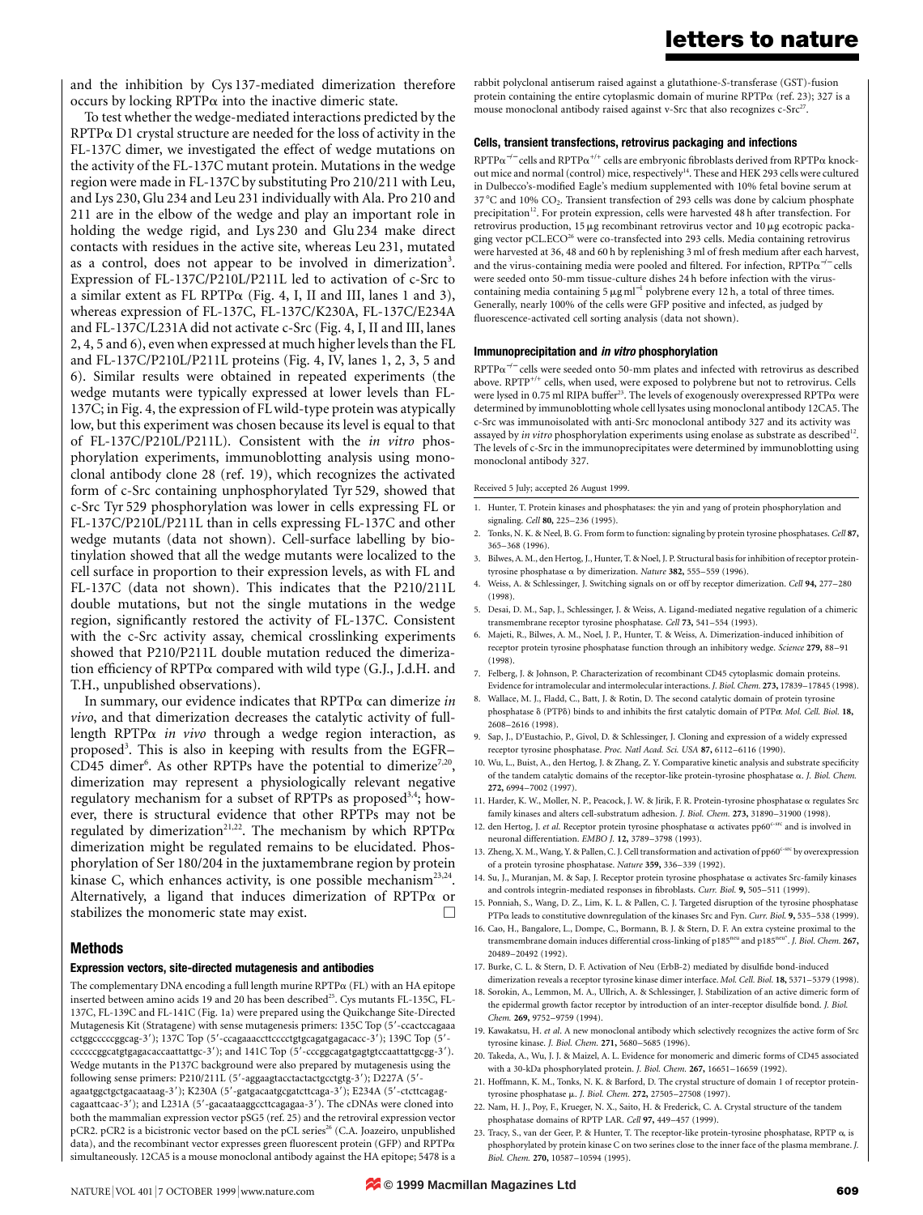and the inhibition by Cys 137-mediated dimerization therefore occurs by locking RPTPα into the inactive dimeric state.

To test whether the wedge-mediated interactions predicted by the RPTPα D1 crystal structure are needed for the loss of activity in the FL-137C dimer, we investigated the effect of wedge mutations on the activity of the FL-137C mutant protein. Mutations in the wedge region were made in FL-137C by substituting Pro 210/211 with Leu, and Lys 230, Glu 234 and Leu 231 individually with Ala. Pro 210 and 211 are in the elbow of the wedge and play an important role in holding the wedge rigid, and Lys 230 and Glu 234 make direct contacts with residues in the active site, whereas Leu 231, mutated as a control, does not appear to be involved in dimerization[3]. Expression of FL-137C/P210L/P211L led to activation of c-Src to a similar extent as FL RPTPα (Fig. 4, I, II and III, lanes 1 and 3), whereas expression of FL-137C, FL-137C/K230A, FL-137C/E234A and FL-137C/L231A did not activate c-Src (Fig. 4, I, II and III, lanes 2, 4, 5 and 6), even when expressed at much higher levels than the FL and FL-137C/P210L/P211L proteins (Fig. 4, IV, lanes 1, 2, 3, 5 and 6). Similar results were obtained in repeated experiments (the wedge mutants were typically expressed at lower levels than FL-137C; in Fig. 4, the expression of FL wild-type protein was atypically low, but this experiment was chosen because its level is equal to that of FL-137C/P210L/P211L). Consistent with the *in vitro* phosphorylation experiments, immunoblotting analysis using monoclonal antibody clone 28 (ref. 19), which recognizes the activated form of c-Src containing unphosphorylated Tyr 529, showed that c-Src Tyr 529 phosphorylation was lower in cells expressing FL or FL-137C/P210L/P211L than in cells expressing FL-137C and other wedge mutants (data not shown). Cell-surface labelling by biotinylation showed that all the wedge mutants were localized to the cell surface in proportion to their expression levels, as with FL and FL-137C (data not shown). This indicates that the P210/211L double mutations, but not the single mutations in the wedge region, significantly restored the activity of FL-137C. Consistent with the c-Src activity assay, chemical crosslinking experiments showed that P210/P211L double mutation reduced the dimerization efficiency of RPTPα compared with wild type (G.J., J.d.H. and T.H., unpublished observations).

In summary, our evidence indicates that RPTPα can dimerize *in vivo*, and that dimerization decreases the catalytic activity of full-length RPTPα *in vivo* through a wedge region interaction, as proposed[3]. This is also in keeping with results from the EGFR–CD45 dimer[6]. As other RPTPs have the potential to dimerize[7,20], dimerization may represent a physiologically relevant negative regulatory mechanism for a subset of RPTPs as proposed[3,4]; however, there is structural evidence that other RPTPs may not be regulated by dimerization[21,22]. The mechanism by which RPTPα dimerization might be regulated remains to be elucidated. Phosphorylation of Ser 180/204 in the juxtamembrane region by protein kinase C, which enhances activity, is one possible mechanism[23,24]. Alternatively, a ligand that induces dimerization of RPTPα or stabilizes the monomeric state may exist. □

## Methods

### Expression vectors, site-directed mutagenesis and antibodies

The complementary DNA encoding a full length murine RPTPα (FL) with an HA epitope inserted between amino acids 19 and 20 has been described[25]. Cys mutants FL-135C, FL-137C, FL-139C and FL-141C (Fig. 1a) were prepared using the Quikchange Site-Directed Mutagenesis Kit (Stratagene) with sense mutagenesis primers: 135C Top (5′-ccactccagaacctggcccccggcag-3′); 137C Top (5′-ccagaaaccttcccctgtgcagatgagacacc-3′); 139C Top (5′-ccccccggcatgtgagacaccaattattgc-3′); and 141C Top (5′-cccggcagatgagtgtccaattattgcgg-3′). Wedge mutants in the P137C background were also prepared by mutagenesis using the following sense primers: P210/211L (5′-aggaagtactactgcctgtg-3′); D227A (5′-agaatggctgctgacaataag-3′); K230A (5′-gatgacaatgcgatcttcaga-3′); E234A (5′-ctcttcagagcagaattcaac-3′); and L231A (5′-gacaataaggccttcagagaa-3′). The cDNAs were cloned into both the mammalian expression vector pSG5 (ref. 25) and the retroviral expression vector pCR2. pCR2 is a bicistronic vector based on the pCL series[26] (C.A. Joazeiro, unpublished data), and the recombinant vector expresses green fluorescent protein (GFP) and RPTPα simultaneously. 12CA5 is a mouse monoclonal antibody against the HA epitope; 5478 is a rabbit polyclonal antiserum raised against a glutathione-*S*-transferase (GST)-fusion protein containing the entire cytoplasmic domain of murine RPTPα (ref. 23); 327 is a mouse monoclonal antibody raised against v-Src that also recognizes c-Src[27].

### Cells, transient transfections, retrovirus packaging and infections

RPTPα$^{-/-}$ cells and RPTPα$^{+/+}$ cells are embryonic fibroblasts derived from RPTPα knockout mice and normal (control) mice, respectively[14]. These and HEK 293 cells were cultured in Dulbecco's-modified Eagle's medium supplemented with 10% fetal bovine serum at 37 °C and 10% $CO_2$. Transient transfection of 293 cells was done by calcium phosphate precipitation[12]. For protein expression, cells were harvested 48 h after transfection. For retrovirus production, 15 μg recombinant retrovirus vector and 10 μg ecotropic packaging vector pCL.ECO[26] were co-transfected into 293 cells. Media containing retrovirus were harvested at 36, 48 and 60 h by replenishing 3 ml of fresh medium after each harvest, and the virus-containing media were pooled and filtered. For infection, RPTPα$^{-/-}$ cells were seeded onto 50-mm tissue-culture dishes 24 h before infection with the virus-containing media containing 5 μg ml$^{-1}$ polybrene every 12 h, a total of three times. Generally, nearly 100% of the cells were GFP positive and infected, as judged by fluorescence-activated cell sorting analysis (data not shown).

### Immunoprecipitation and *in vitro* phosphorylation

RPTPα$^{-/-}$ cells were seeded onto 50-mm plates and infected with retrovirus as described above. RPTP$^{+/+}$ cells, when used, were exposed to polybrene but not to retrovirus. Cells were lysed in 0.75 ml RIPA buffer[23]. The levels of exogenously overexpressed RPTPα were determined by immunoblotting whole cell lysates using monoclonal antibody 12CA5. The c-Src was immunoisolated with anti-Src monoclonal antibody 327 and its activity was assayed by *in vitro* phosphorylation experiments using enolase as substrate as described[12]. The levels of c-Src in the immunoprecipitates were determined by immunoblotting using monoclonal antibody 327.

Received 5 July; accepted 26 August 1999.

1. Hunter, T. Protein kinases and phosphatases: the yin and yang of protein phosphorylation and signaling. *Cell* **80**, 225–236 (1995).
2. Tonks, N. K. & Neel, B. G. From form to function: signaling by protein tyrosine phosphatases. *Cell* **87**, 365–368 (1996).
3. Bilwes, A. M., den Hertog, J., Hunter, T. & Noel, J. P. Structural basis for inhibition of receptor protein-tyrosine phosphatase α by dimerization. *Nature* **382**, 555–559 (1996).
4. Weiss, A. & Schlessinger, J. Switching signals on or off by receptor dimerization. *Cell* **94**, 277–280 (1998).
5. Desai, D. M., Sap, J., Schlessinger, J. & Weiss, A. Ligand-mediated negative regulation of a chimeric transmembrane receptor tyrosine phosphatase. *Cell* **73**, 541–554 (1993).
6. Majeti, R., Bilwes, A. M., Noel, J. P., Hunter, T. & Weiss, A. Dimerization-induced inhibition of receptor protein tyrosine phosphatase function through an inhibitory wedge. *Science* **279**, 88–91 (1998).
7. Felberg, J. & Johnson, P. Characterization of recombinant CD45 cytoplasmic domain proteins. Evidence for intramolecular and intermolecular interactions. *J. Biol. Chem.* **273**, 17839–17845 (1998).
8. Wallace, M. J., Fladd, C., Batt, J. & Rotin, D. The second catalytic domain of protein tyrosine phosphatase δ (PTPδ) binds to and inhibits the first catalytic domain of PTPσ. *Mol. Cell. Biol.* **18**, 2608–2616 (1998).
9. Sap, J., D'Eustachio, P., Givol, D. & Schlessinger, J. Cloning and expression of a widely expressed receptor tyrosine phosphatase. *Proc. Natl Acad. Sci. USA* **87**, 6112–6116 (1990).
10. Wu, L., Buist, A., den Hertog, J. & Zhang, Z. Y. Comparative kinetic analysis and substrate specificity of the tandem catalytic domains of the receptor-like protein-tyrosine phosphatase α. *J. Biol. Chem.* **272**, 6994–7002 (1997).
11. Harder, K. W., Moller, N. P., Peacock, J. W. & Jirik, F. R. Protein-tyrosine phosphatase α regulates Src family kinases and alters cell-substratum adhesion. *J. Biol. Chem.* **273**, 31890–31900 (1998).
12. den Hertog, J. *et al.* Receptor protein tyrosine phosphatase α activates pp60$^{c\text{-}src}$ and is involved in neuronal differentiation. *EMBO J.* **12**, 3789–3798 (1993).
13. Zheng, X. M., Wang, Y. & Pallen, C. J. Cell transformation and activation of pp60$^{c\text{-}src}$ by overexpression of a protein tyrosine phosphatase. *Nature* **359**, 336–339 (1992).
14. Su, J., Muranjan, M. & Sap, J. Receptor protein tyrosine phosphatase α activates Src-family kinases and controls integrin-mediated responses in fibroblasts. *Curr. Biol.* **9**, 505–511 (1999).
15. Ponniah, S., Wang, D. Z., Lim, K. L. & Pallen, C. J. Targeted disruption of the tyrosine phosphatase PTPα leads to constitutive downregulation of the kinases Src and Fyn. *Curr. Biol.* **9**, 535–538 (1999).
16. Cao, H., Bangalore, L., Dompe, C., Bormann, B. J. & Stern, D. F. An extra cysteine proximal to the transmembrane domain induces differential cross-linking of p185$^{neu}$ and p185$^{neu*}$. *J. Biol. Chem.* **267**, 20489–20492 (1992).
17. Burke, C. L. & Stern, D. F. Activation of Neu (ErbB-2) mediated by disulfide bond-induced dimerization reveals a receptor tyrosine kinase dimer interface. *Mol. Cell. Biol.* **18**, 5371–5379 (1998).
18. Sorokin, A., Lemmon, M. A., Ullrich, A. & Schlessinger, J. Stabilization of an active dimeric form of the epidermal growth factor receptor by introduction of an inter-receptor disulfide bond. *J. Biol. Chem.* **269**, 9752–9759 (1994).
19. Kawakatsu, H. *et al.* A new monoclonal antibody which selectively recognizes the active form of Src tyrosine kinase. *J. Biol. Chem.* **271**, 5680–5685 (1996).
20. Takeda, A., Wu, J. J. & Maizel, A. L. Evidence for monomeric and dimeric forms of CD45 associated with a 30-kDa phosphorylated protein. *J. Biol. Chem.* **267**, 16651–16659 (1992).
21. Hoffmann, K. M., Tonks, N. K. & Barford, D. The crystal structure of domain 1 of receptor protein-tyrosine phosphatase μ. *J. Biol. Chem.* **272**, 27505–27508 (1997).
22. Nam, H. J., Poy, F., Krueger, N. X., Saito, H. & Frederick, C. A. Crystal structure of the tandem phosphatase domains of RPTP LAR. *Cell* **97**, 449–457 (1999).
23. Tracy, S., van der Geer, P. & Hunter, T. The receptor-like protein-tyrosine phosphatase, RPTP α, is phosphorylated by protein kinase C on two serines close to the inner face of the plasma membrane. *J. Biol. Chem.* **270**, 10587–10594 (1995).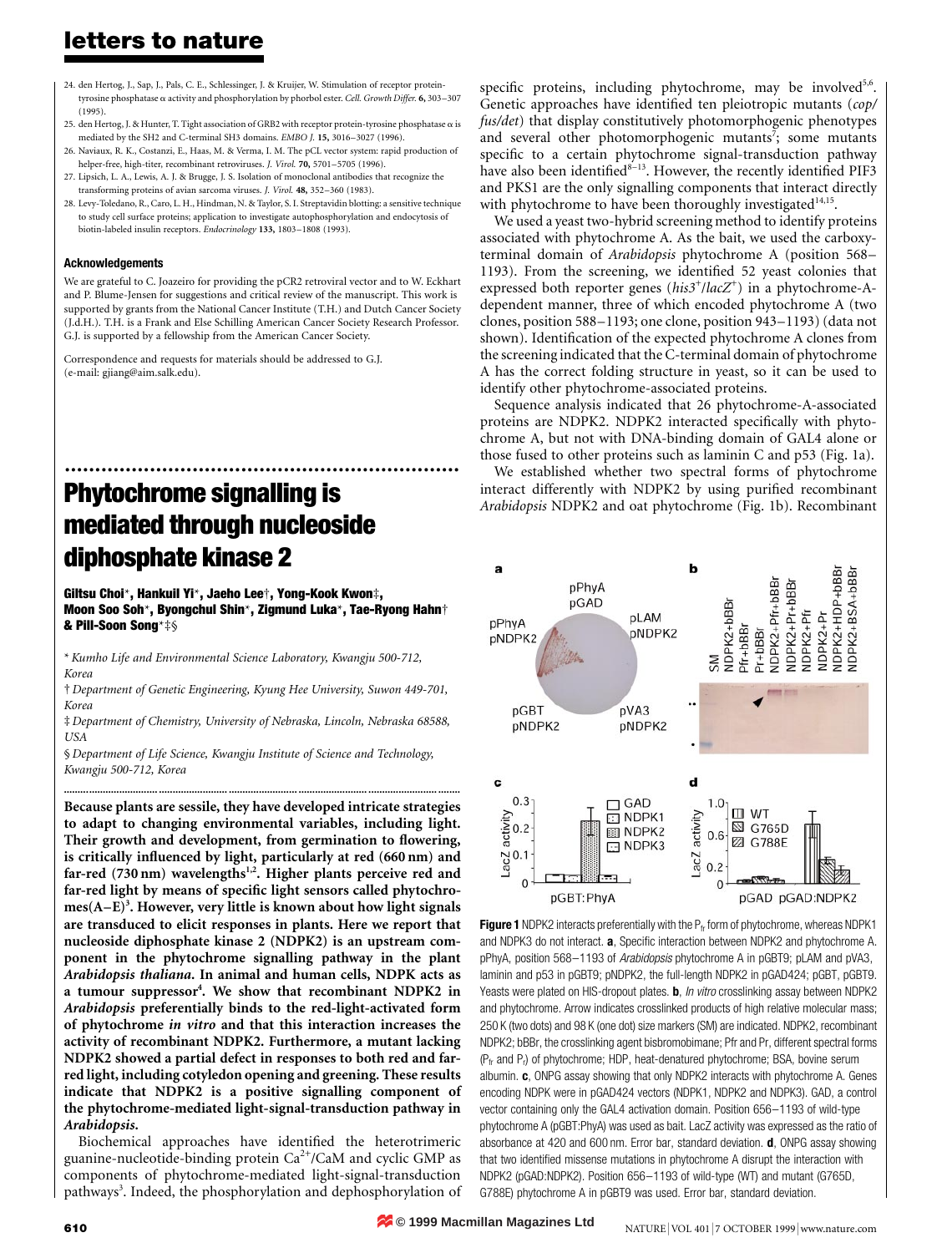24. den Hertog, J., Sap, J., Pals, C. E., Schlessinger, J. & Kruijer, W. Stimulation of receptor protein-tyrosine phosphatase α activity and phosphorylation by phorbol ester. *Cell. Growth Differ.* **6**, 303–307 (1995).
25. den Hertog, J. & Hunter, T. Tight association of GRB2 with receptor protein-tyrosine phosphatase α is mediated by the SH2 and C-terminal SH3 domains. *EMBO J.* **15**, 3016–3027 (1996).
26. Naviaux, R. K., Costanzi, E., Haas, M. & Verma, I. M. The pCL vector system: rapid production of helper-free, high-titer, recombinant retroviruses. *J. Virol.* **70**, 5701–5705 (1996).
27. Lipsich, L. A., Lewis, A. J. & Brugge, J. S. Isolation of monoclonal antibodies that recognize the transforming proteins of avian sarcoma viruses. *J. Virol.* **48**, 352–360 (1983).
28. Levy-Toledano, R., Caro, L. H., Hindman, N. & Taylor, S. I. Streptavidin blotting: a sensitive technique to study cell surface proteins; application to investigate autophosphorylation and endocytosis of biotin-labeled insulin receptors. *Endocrinology* **133**, 1803–1808 (1993).

### Acknowledgements

We are grateful to C. Joazeiro for providing the pCR2 retroviral vector and to W. Eckhart and P. Blume-Jensen for suggestions and critical review of the manuscript. This work is supported by grants from the National Cancer Institute (T.H.) and Dutch Cancer Society (J.d.H.). T.H. is a Frank and Else Schilling American Cancer Society Research Professor. G.J. is supported by a fellowship from the American Cancer Society.

Correspondence and requests for materials should be addressed to G.J. (e-mail: gjiang@aim.salk.edu).

# Phytochrome signalling is mediated through nucleoside diphosphate kinase 2

**Giltsu Choi\*, Hankuil Yi\*, Jaeho Lee†, Yong-Kook Kwon‡, Moon Soo Soh\*, Byongchul Shin\*, Zigmund Luka\*, Tae-Ryong Hahn† & Pill-Soon Song\*‡§**

\* *Kumho Life and Environmental Science Laboratory, Kwangju 500-712, Korea*

† *Department of Genetic Engineering, Kyung Hee University, Suwon 449-701, Korea*

‡ *Department of Chemistry, University of Nebraska, Lincoln, Nebraska 68588, USA*

§ *Department of Life Science, Kwangju Institute of Science and Technology, Kwangju 500-712, Korea*

**Because plants are sessile, they have developed intricate strategies to adapt to changing environmental variables, including light. Their growth and development, from germination to flowering, is critically influenced by light, particularly at red (660 nm) and far-red (730 nm) wavelengths[1,2]. Higher plants perceive red and far-red light by means of specific light sensors called phytochromes(A–E)[3]. However, very little is known about how light signals are transduced to elicit responses in plants. Here we report that nucleoside diphosphate kinase 2 (NDPK2) is an upstream component in the phytochrome signalling pathway in the plant *Arabidopsis thaliana*. In animal and human cells, NDPK acts as a tumour suppressor[4]. We show that recombinant NDPK2 in *Arabidopsis* preferentially binds to the red-light-activated form of phytochrome *in vitro* and that this interaction increases the activity of recombinant NDPK2. Furthermore, a mutant lacking NDPK2 showed a partial defect in responses to both red and far-red light, including cotyledon opening and greening. These results indicate that NDPK2 is a positive signalling component of the phytochrome-mediated light-signal-transduction pathway in *Arabidopsis*.**

Biochemical approaches have identified the heterotrimeric guanine-nucleotide-binding protein $Ca^{2+}$/CaM and cyclic GMP as components of phytochrome-mediated light-signal-transduction pathways[3]. Indeed, the phosphorylation and dephosphorylation of specific proteins, including phytochrome, may be involved[5,6]. Genetic approaches have identified ten pleiotropic mutants (*cop/fus/det*) that display constitutively photomorphogenic phenotypes and several other photomorphogenic mutants[7]; some mutants specific to a certain phytochrome signal-transduction pathway have also been identified[8–13]. However, the recently identified PIF3 and PKS1 are the only signalling components that interact directly with phytochrome to have been thoroughly investigated[14,15].

We used a yeast two-hybrid screening method to identify proteins associated with phytochrome A. As the bait, we used the carboxy-terminal domain of *Arabidopsis* phytochrome A (position 568–1193). From the screening, we identified 52 yeast colonies that expressed both reporter genes ($his3^+$/$lacZ^+$) in a phytochrome-A-dependent manner, three of which encoded phytochrome A (two clones, position 588–1193; one clone, position 943–1193) (data not shown). Identification of the expected phytochrome A clones from the screening indicated that the C-terminal domain of phytochrome A has the correct folding structure in yeast, so it can be used to identify other phytochrome-associated proteins.

Sequence analysis indicated that 26 phytochrome-A-associated proteins are NDPK2. NDPK2 interacted specifically with phytochrome A, but not with DNA-binding domain of GAL4 alone or those fused to other proteins such as laminin C and p53 (Fig. 1a).

We established whether two spectral forms of phytochrome interact differently with NDPK2 by using purified recombinant *Arabidopsis* NDPK2 and oat phytochrome (Fig. 1b). Recombinant

a
pPhyA pGAD
pPhyA pNDPK2
pLAM pNDPK2
pGBT pNDPK2
pVA3 pNDPK2

b
SM
NDPK2+bBBr
Pfr+bBBr
Pr+bBBr
NDPK2+Pfr+bBBr
NDPK2+Pr+bBBr
NDPK2+Pfr
NDPK2+Pr
NDPK2+HDP+bBBr
NDPK2+BSA+bBBr

c
LacZ activity
0.3
0.2
0.1
0
GAD
NDPK1
NDPK2
NDPK3
pGBT:PhyA

d
LacZ activity
1.0
0.6
0.2
0
WT
G765D
G788E
pGAD pGAD:NDPK2

**Figure 1** NDPK2 interacts preferentially with the $P_{fr}$ form of phytochrome, whereas NDPK1 and NDPK3 do not interact. **a**, Specific interaction between NDPK2 and phytochrome A. pPhyA, position 568–1193 of *Arabidopsis* phytochrome A in pGBT9; pLAM and pVA3, laminin and p53 in pGBT9; pNDPK2, the full-length NDPK2 in pGAD424; pGBT, pGBT9. Yeasts were plated on HIS-dropout plates. **b**, *In vitro* crosslinking assay between NDPK2 and phytochrome. Arrow indicates crosslinked products of high relative molecular mass; 250 K (two dots) and 98 K (one dot) size markers (SM) are indicated. NDPK2, recombinant NDPK2; bBBr, the crosslinking agent bisbromobimane; Pfr and Pr, different spectral forms ($P_{fr}$ and $P_r$) of phytochrome; HDP, heat-denatured phytochrome; BSA, bovine serum albumin. **c**, ONPG assay showing that only NDPK2 interacts with phytochrome A. Genes encoding NDPK were in pGAD424 vectors (NDPK1, NDPK2 and NDPK3). GAD, a control vector containing only the GAL4 activation domain. Position 656–1193 of wild-type phytochrome A (pGBT:PhyA) was used as bait. LacZ activity was expressed as the ratio of absorbance at 420 and 600 nm. Error bar, standard deviation. **d**, ONPG assay showing that two identified missense mutations in phytochrome A disrupt the interaction with NDPK2 (pGAD:NDPK2). Position 656–1193 of wild-type (WT) and mutant (G765D, G788E) phytochrome A in pGBT9 was used. Error bar, standard deviation.